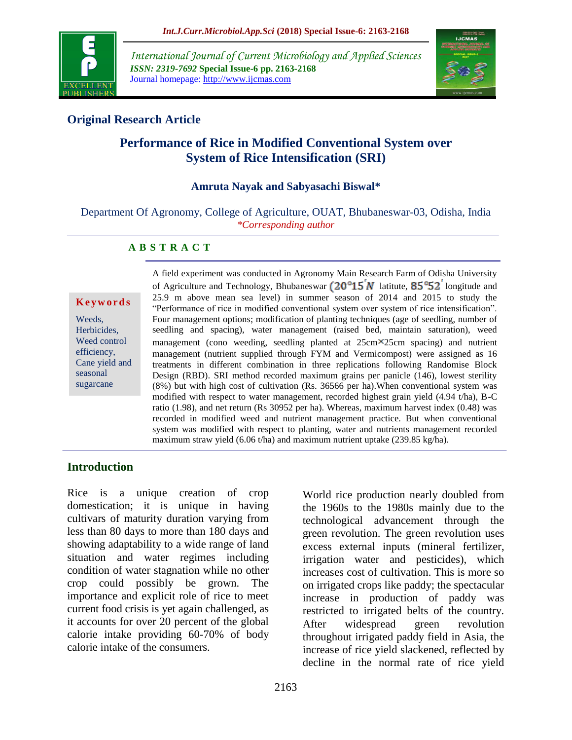**Original Research Article**

# Performance of Rice in Modified Conventional System over System of Rice Intensification (SRI)

**Amruta Nayak and Sabyasachi Biswal***

Department Of Agronomy, College of Agriculture, OUAT, Bhubaneswar-03, Odisha, India

*\*Corresponding author*

## ABSTRACT

**Keywords**

Weeds, Herbicides, Weed control efficiency, Cane yield and seasonal sugarcane

A field experiment was conducted in Agronomy Main Research Farm of Odisha University of Agriculture and Technology, Bhubaneswar ($20°15'N$ latitute, $85°52'$ longitude and 25.9 m above mean sea level) in summer season of 2014 and 2015 to study the "Performance of rice in modified conventional system over system of rice intensification". Four management options; modification of planting techniques (age of seedling, number of seedling and spacing), water management (raised bed, maintain saturation), weed management (cono weeding, seedling planted at 25cm×25cm spacing) and nutrient management (nutrient supplied through FYM and Vermicompost) were assigned as 16 treatments in different combination in three replications following Randomise Block Design (RBD). SRI method recorded maximum grains per panicle (146), lowest sterility (8%) but with high cost of cultivation (Rs. 36566 per ha).When conventional system was modified with respect to water management, recorded highest grain yield (4.94 t/ha), B-C ratio (1.98), and net return (Rs 30952 per ha). Whereas, maximum harvest index (0.48) was recorded in modified weed and nutrient management practice. But when conventional system was modified with respect to planting, water and nutrients management recorded maximum straw yield (6.06 t/ha) and maximum nutrient uptake (239.85 kg/ha).

## Introduction

Rice is a unique creation of crop domestication; it is unique in having cultivars of maturity duration varying from less than 80 days to more than 180 days and showing adaptability to a wide range of land situation and water regimes including condition of water stagnation while no other crop could possibly be grown. The importance and explicit role of rice to meet current food crisis is yet again challenged, as it accounts for over 20 percent of the global calorie intake providing 60-70% of body calorie intake of the consumers.

World rice production nearly doubled from the 1960s to the 1980s mainly due to the technological advancement through the green revolution. The green revolution uses excess external inputs (mineral fertilizer, irrigation water and pesticides), which increases cost of cultivation. This is more so on irrigated crops like paddy; the spectacular increase in production of paddy was restricted to irrigated belts of the country. After widespread green revolution throughout irrigated paddy field in Asia, the increase of rice yield slackened, reflected by decline in the normal rate of rice yield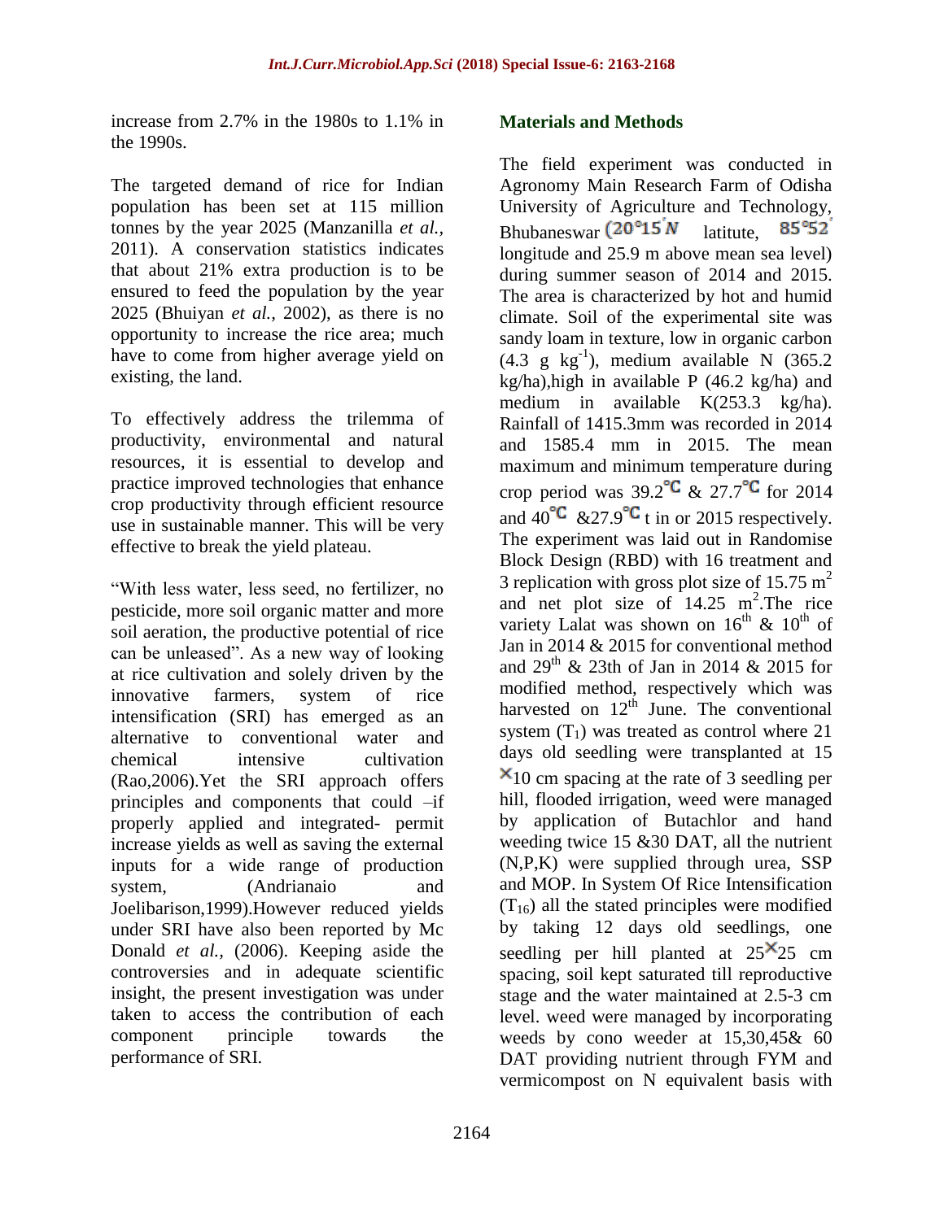increase from 2.7% in the 1980s to 1.1% in the 1990s.

The targeted demand of rice for Indian population has been set at 115 million tonnes by the year 2025 (Manzanilla *et al.,* 2011). A conservation statistics indicates that about 21% extra production is to be ensured to feed the population by the year 2025 (Bhuiyan *et al.,* 2002), as there is no opportunity to increase the rice area; much have to come from higher average yield on existing, the land.

To effectively address the trilemma of productivity, environmental and natural resources, it is essential to develop and practice improved technologies that enhance crop productivity through efficient resource use in sustainable manner. This will be very effective to break the yield plateau.

"With less water, less seed, no fertilizer, no pesticide, more soil organic matter and more soil aeration, the productive potential of rice can be unleased". As a new way of looking at rice cultivation and solely driven by the innovative farmers, system of rice intensification (SRI) has emerged as an alternative to conventional water and chemical intensive cultivation (Rao,2006).Yet the SRI approach offers principles and components that could –if properly applied and integrated- permit increase yields as well as saving the external inputs for a wide range of production system, (Andrianaio and Joelibarison,1999).However reduced yields under SRI have also been reported by Mc Donald *et al.,* (2006). Keeping aside the controversies and in adequate scientific insight, the present investigation was under taken to access the contribution of each component principle towards the performance of SRI.

## Materials and Methods

The field experiment was conducted in Agronomy Main Research Farm of Odisha University of Agriculture and Technology, Bhubaneswar (20°15'N latitute, 85°52' longitude and 25.9 m above mean sea level) during summer season of 2014 and 2015. The area is characterized by hot and humid climate. Soil of the experimental site was sandy loam in texture, low in organic carbon (4.3 g $kg^{-1}$), medium available N (365.2 kg/ha),high in available P (46.2 kg/ha) and medium in available K(253.3 kg/ha). Rainfall of 1415.3mm was recorded in 2014 and 1585.4 mm in 2015. The mean maximum and minimum temperature during crop period was 39.2°C & 27.7°C for 2014 and 40°C &27.9°C t in or 2015 respectively. The experiment was laid out in Randomise Block Design (RBD) with 16 treatment and 3 replication with gross plot size of 15.75 $m^2$ and net plot size of 14.25 $m^2$.The rice variety Lalat was shown on 16th & 10th of Jan in 2014 & 2015 for conventional method and 29th & 23th of Jan in 2014 & 2015 for modified method, respectively which was harvested on 12th June. The conventional system ($T_1$) was treated as control where 21 days old seedling were transplanted at 15 × 10 cm spacing at the rate of 3 seedling per hill, flooded irrigation, weed were managed by application of Butachlor and hand weeding twice 15 &30 DAT, all the nutrient (N,P,K) were supplied through urea, SSP and MOP. In System Of Rice Intensification ($T_{16}$) all the stated principles were modified by taking 12 days old seedlings, one seedling per hill planted at 25 × 25 cm spacing, soil kept saturated till reproductive stage and the water maintained at 2.5-3 cm level. weed were managed by incorporating weeds by cono weeder at 15,30,45& 60 DAT providing nutrient through FYM and vermicompost on N equivalent basis with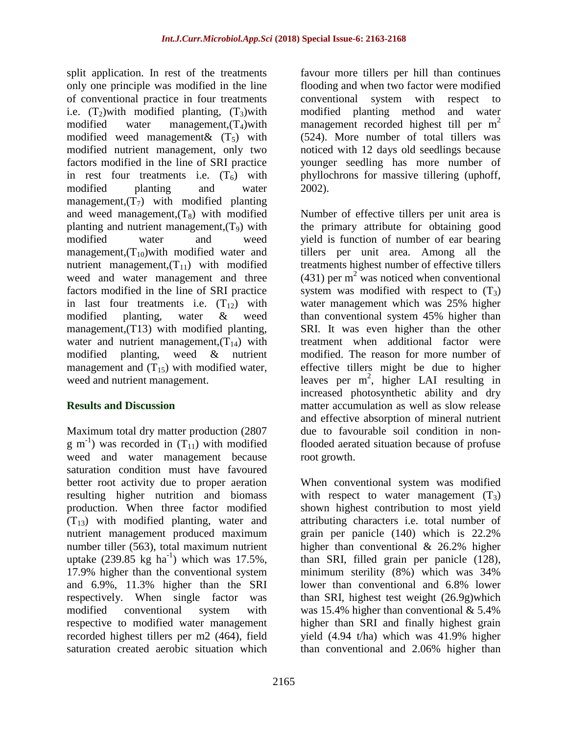split application. In rest of the treatments only one principle was modified in the line of conventional practice in four treatments i.e. ($T_2$)with modified planting, ($T_3$)with modified water management,($T_4$)with modified weed management& ($T_5$) with modified nutrient management, only two factors modified in the line of SRI practice in rest four treatments i.e. ($T_6$) with modified planting and water management,($T_7$) with modified planting and weed management,($T_8$) with modified planting and nutrient management,($T_9$) with modified water and weed management,($T_{10}$)with modified water and nutrient management,($T_{11}$) with modified weed and water management and three factors modified in the line of SRI practice in last four treatments i.e. ($T_{12}$) with modified planting, water & weed management,(T13) with modified planting, water and nutrient management,($T_{14}$) with modified planting, weed & nutrient management and ($T_{15}$) with modified water, weed and nutrient management.

## Results and Discussion

Maximum total dry matter production (2807 g $m^{-1}$) was recorded in ($T_{11}$) with modified weed and water management because saturation condition must have favoured better root activity due to proper aeration resulting higher nutrition and biomass production. When three factor modified ($T_{13}$) with modified planting, water and nutrient management produced maximum number tiller (563), total maximum nutrient uptake (239.85 kg $ha^{-1}$) which was 17.5%, 17.9% higher than the conventional system and 6.9%, 11.3% higher than the SRI respectively. When single factor was modified conventional system with respective to modified water management recorded highest tillers per m2 (464), field saturation created aerobic situation which favour more tillers per hill than continues flooding and when two factor were modified conventional system with respect to modified planting method and water management recorded highest till per $m^2$ (524). More number of total tillers was noticed with 12 days old seedlings because younger seedling has more number of phyllochrons for massive tillering (uphoff, 2002).

Number of effective tillers per unit area is the primary attribute for obtaining good yield is function of number of ear bearing tillers per unit area. Among all the treatments highest number of effective tillers (431) per $m^2$ was noticed when conventional system was modified with respect to ($T_3$) water management which was 25% higher than conventional system 45% higher than SRI. It was even higher than the other treatment when additional factor were modified. The reason for more number of effective tillers might be due to higher leaves per $m^2$, higher LAI resulting in increased photosynthetic ability and dry matter accumulation as well as slow release and effective absorption of mineral nutrient due to favourable soil condition in non-flooded aerated situation because of profuse root growth.

When conventional system was modified with respect to water management ($T_3$) shown highest contribution to most yield attributing characters i.e. total number of grain per panicle (140) which is 22.2% higher than conventional & 26.2% higher than SRI, filled grain per panicle (128), minimum sterility (8%) which was 34% lower than conventional and 6.8% lower than SRI, highest test weight (26.9g)which was 15.4% higher than conventional & 5.4% higher than SRI and finally highest grain yield (4.94 t/ha) which was 41.9% higher than conventional and 2.06% higher than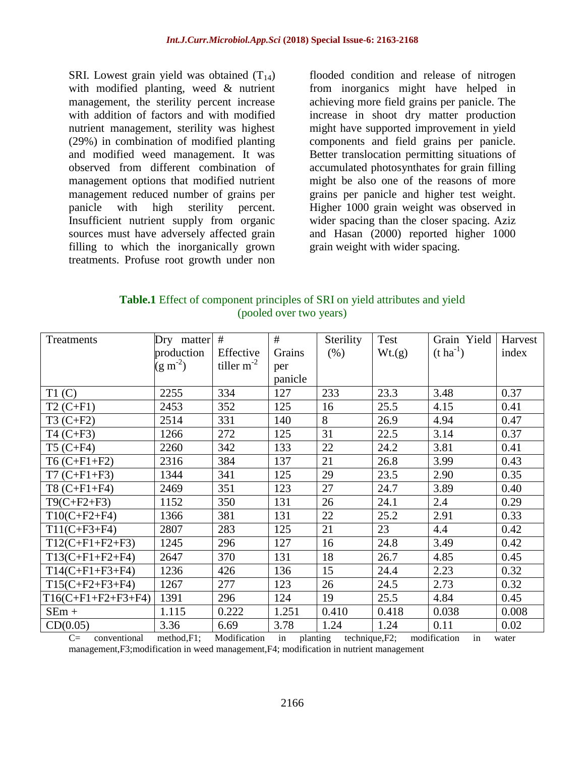SRI. Lowest grain yield was obtained ($T_{14}$) with modified planting, weed & nutrient management, the sterility percent increase with addition of factors and with modified nutrient management, sterility was highest (29%) in combination of modified planting and modified weed management. It was observed from different combination of management options that modified nutrient management reduced number of grains per panicle with high sterility percent. Insufficient nutrient supply from organic sources must have adversely affected grain filling to which the inorganically grown treatments. Profuse root growth under non flooded condition and release of nitrogen from inorganics might have helped in achieving more field grains per panicle. The increase in shoot dry matter production might have supported improvement in yield components and field grains per panicle. Better translocation permitting situations of accumulated photosynthates for grain filling might be also one of the reasons of more grains per panicle and higher test weight. Higher 1000 grain weight was observed in wider spacing than the closer spacing. Aziz and Hasan (2000) reported higher 1000 grain weight with wider spacing.

**Table.1** Effect of component principles of SRI on yield attributes and yield (pooled over two years)

| Treatments | Dry matter production (g $m^{-2}$) | # Effective tiller $m^{-2}$ | # Grains per panicle | Sterility (%) | Test Wt.(g) | Grain Yield (t $ha^{-1}$) | Harvest index |
|---|---|---|---|---|---|---|---|
| T1 (C) | 2255 | 334 | 127 | 233 | 23.3 | 3.48 | 0.37 |
| T2 (C+F1) | 2453 | 352 | 125 | 16 | 25.5 | 4.15 | 0.41 |
| T3 (C+F2) | 2514 | 331 | 140 | 8 | 26.9 | 4.94 | 0.47 |
| T4 (C+F3) | 1266 | 272 | 125 | 31 | 22.5 | 3.14 | 0.37 |
| T5 (C+F4) | 2260 | 342 | 133 | 22 | 24.2 | 3.81 | 0.41 |
| T6 (C+F1+F2) | 2316 | 384 | 137 | 21 | 26.8 | 3.99 | 0.43 |
| T7 (C+F1+F3) | 1344 | 341 | 125 | 29 | 23.5 | 2.90 | 0.35 |
| T8 (C+F1+F4) | 2469 | 351 | 123 | 27 | 24.7 | 3.89 | 0.40 |
| T9(C+F2+F3) | 1152 | 350 | 131 | 26 | 24.1 | 2.4 | 0.29 |
| T10(C+F2+F4) | 1366 | 381 | 131 | 22 | 25.2 | 2.91 | 0.33 |
| T11(C+F3+F4) | 2807 | 283 | 125 | 21 | 23 | 4.4 | 0.42 |
| T12(C+F1+F2+F3) | 1245 | 296 | 127 | 16 | 24.8 | 3.49 | 0.42 |
| T13(C+F1+F2+F4) | 2647 | 370 | 131 | 18 | 26.7 | 4.85 | 0.45 |
| T14(C+F1+F3+F4) | 1236 | 426 | 136 | 15 | 24.4 | 2.23 | 0.32 |
| T15(C+F2+F3+F4) | 1267 | 277 | 123 | 26 | 24.5 | 2.73 | 0.32 |
| T16(C+F1+F2+F3+F4) | 1391 | 296 | 124 | 19 | 25.5 | 4.84 | 0.45 |
| SEm + | 1.115 | 0.222 | 1.251 | 0.410 | 0.418 | 0.038 | 0.008 |
| CD(0.05) | 3.36 | 6.69 | 3.78 | 1.24 | 1.24 | 0.11 | 0.02 |

C= conventional method,F1; Modification in planting technique,F2; modification in water management,F3;modification in weed management,F4; modification in nutrient management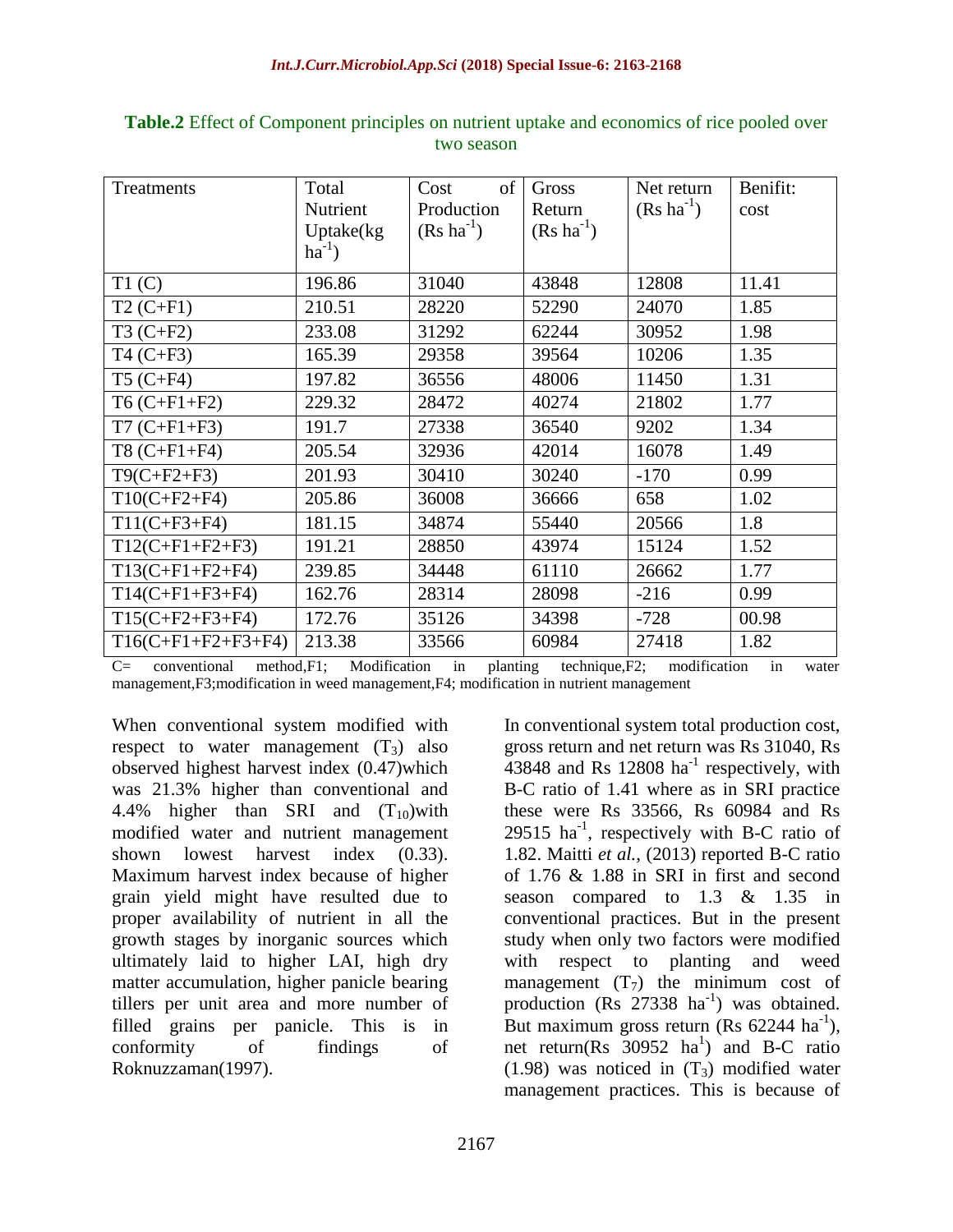**Table.2** Effect of Component principles on nutrient uptake and economics of rice pooled over two season

| Treatments | Total Nutrient Uptake(kg $ha^{-1}$) | Cost of Production (Rs $ha^{-1}$) | Gross Return (Rs $ha^{-1}$) | Net return (Rs $ha^{-1}$) | Benifit: cost |
|---|---|---|---|---|---|
| T1 (C) | 196.86 | 31040 | 43848 | 12808 | 11.41 |
| T2 (C+F1) | 210.51 | 28220 | 52290 | 24070 | 1.85 |
| T3 (C+F2) | 233.08 | 31292 | 62244 | 30952 | 1.98 |
| T4 (C+F3) | 165.39 | 29358 | 39564 | 10206 | 1.35 |
| T5 (C+F4) | 197.82 | 36556 | 48006 | 11450 | 1.31 |
| T6 (C+F1+F2) | 229.32 | 28472 | 40274 | 21802 | 1.77 |
| T7 (C+F1+F3) | 191.7 | 27338 | 36540 | 9202 | 1.34 |
| T8 (C+F1+F4) | 205.54 | 32936 | 42014 | 16078 | 1.49 |
| T9(C+F2+F3) | 201.93 | 30410 | 30240 | -170 | 0.99 |
| T10(C+F2+F4) | 205.86 | 36008 | 36666 | 658 | 1.02 |
| T11(C+F3+F4) | 181.15 | 34874 | 55440 | 20566 | 1.8 |
| T12(C+F1+F2+F3) | 191.21 | 28850 | 43974 | 15124 | 1.52 |
| T13(C+F1+F2+F4) | 239.85 | 34448 | 61110 | 26662 | 1.77 |
| T14(C+F1+F3+F4) | 162.76 | 28314 | 28098 | -216 | 0.99 |
| T15(C+F2+F3+F4) | 172.76 | 35126 | 34398 | -728 | 00.98 |
| T16(C+F1+F2+F3+F4) | 213.38 | 33566 | 60984 | 27418 | 1.82 |

C= conventional method,F1; Modification in planting technique,F2; modification in water management,F3;modification in weed management,F4; modification in nutrient management

When conventional system modified with respect to water management ($T_3$) also observed highest harvest index (0.47)which was 21.3% higher than conventional and 4.4% higher than SRI and ($T_{10}$)with modified water and nutrient management shown lowest harvest index (0.33). Maximum harvest index because of higher grain yield might have resulted due to proper availability of nutrient in all the growth stages by inorganic sources which ultimately laid to higher LAI, high dry matter accumulation, higher panicle bearing tillers per unit area and more number of filled grains per panicle. This is in conformity of findings of Roknuzzaman(1997).

In conventional system total production cost, gross return and net return was Rs 31040, Rs 43848 and Rs 12808 $ha^{-1}$ respectively, with B-C ratio of 1.41 where as in SRI practice these were Rs 33566, Rs 60984 and Rs 29515 $ha^{-1}$, respectively with B-C ratio of 1.82. Maitti *et al.,* (2013) reported B-C ratio of 1.76 & 1.88 in SRI in first and second season compared to 1.3 & 1.35 in conventional practices. But in the present study when only two factors were modified with respect to planting and weed management ($T_7$) the minimum cost of production (Rs 27338 $ha^{-1}$) was obtained. But maximum gross return (Rs 62244 $ha^{-1}$), net return(Rs 30952 $ha^{1}$) and B-C ratio (1.98) was noticed in ($T_3$) modified water management practices. This is because of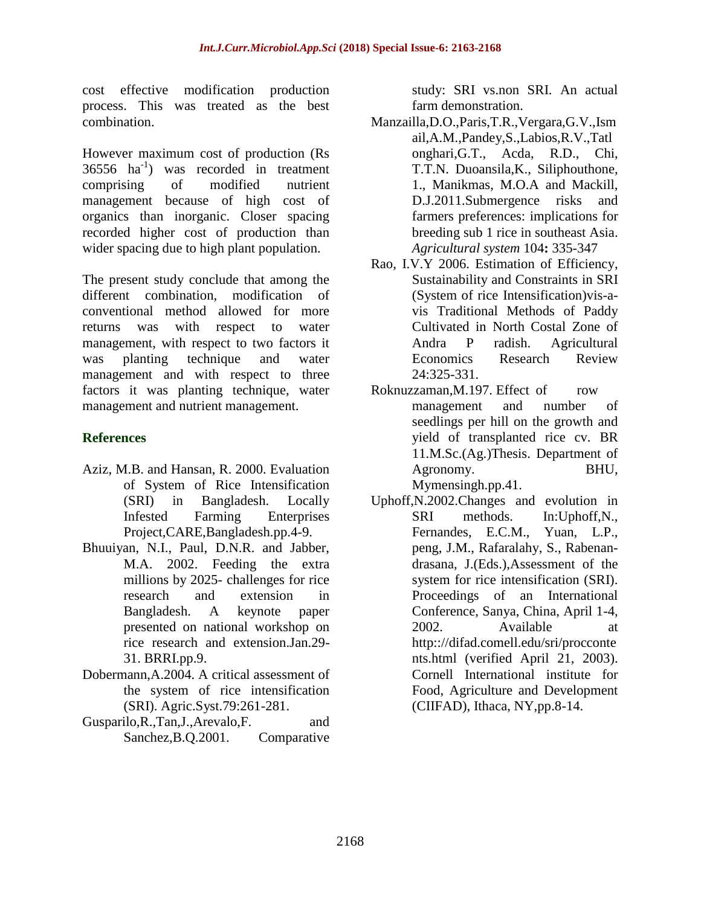cost effective modification production process. This was treated as the best combination.

However maximum cost of production (Rs 36556 ha$^{-1}$) was recorded in treatment comprising of modified nutrient management because of high cost of organics than inorganic. Closer spacing recorded higher cost of production than wider spacing due to high plant population.

The present study conclude that among the different combination, modification of conventional method allowed for more returns was with respect to water management, with respect to two factors it was planting technique and water management and with respect to three factors it was planting technique, water management and nutrient management.

## References

Aziz, M.B. and Hansan, R. 2000. Evaluation of System of Rice Intensification (SRI) in Bangladesh. Locally Infested Farming Enterprises Project,CARE,Bangladesh.pp.4-9.

Bhuuiyan, N.I., Paul, D.N.R. and Jabber, M.A. 2002. Feeding the extra millions by 2025- challenges for rice research and extension in Bangladesh. A keynote paper presented on national workshop on rice research and extension.Jan.29-31. BRRI.pp.9.

Dobermann,A.2004. A critical assessment of the system of rice intensification (SRI). Agric.Syst.79:261-281.

Gusparilo,R.,Tan,J.,Arevalo,F. and Sanchez,B.Q.2001. Comparative study: SRI vs.non SRI. An actual farm demonstration.

Manzailla,D.O.,Paris,T.R.,Vergara,G.V.,Ismail,A.M.,Pandey,S.,Labios,R.V.,Tatlonghari,G.T., Acda, R.D., Chi, T.T.N. Duoansila,K., Siliphouthone, 1., Manikmas, M.O.A and Mackill, D.J.2011.Submergence risks and farmers preferences: implications for breeding sub 1 rice in southeast Asia. *Agricultural system* 104**:** 335-347

Rao, I.V.Y 2006. Estimation of Efficiency, Sustainability and Constraints in SRI (System of rice Intensification)vis-a-vis Traditional Methods of Paddy Cultivated in North Costal Zone of Andra P radish. Agricultural Economics Research Review 24:325-331.

Roknuzzaman,M.197. Effect of row management and number of seedlings per hill on the growth and yield of transplanted rice cv. BR 11.M.Sc.(Ag.)Thesis. Department of Agronomy. BHU, Mymensingh.pp.41.

Uphoff,N.2002.Changes and evolution in SRI methods. In:Uphoff,N., Fernandes, E.C.M., Yuan, L.P., peng, J.M., Rafaralahy, S., Rabenandrasana, J.(Eds.),Assessment of the system for rice intensification (SRI). Proceedings of an International Conference, Sanya, China, April 1-4, 2002. Available at http:://difad.comell.edu/sri/proccontents.html (verified April 21, 2003). Cornell International institute for Food, Agriculture and Development (CIIFAD), Ithaca, NY,pp.8-14.